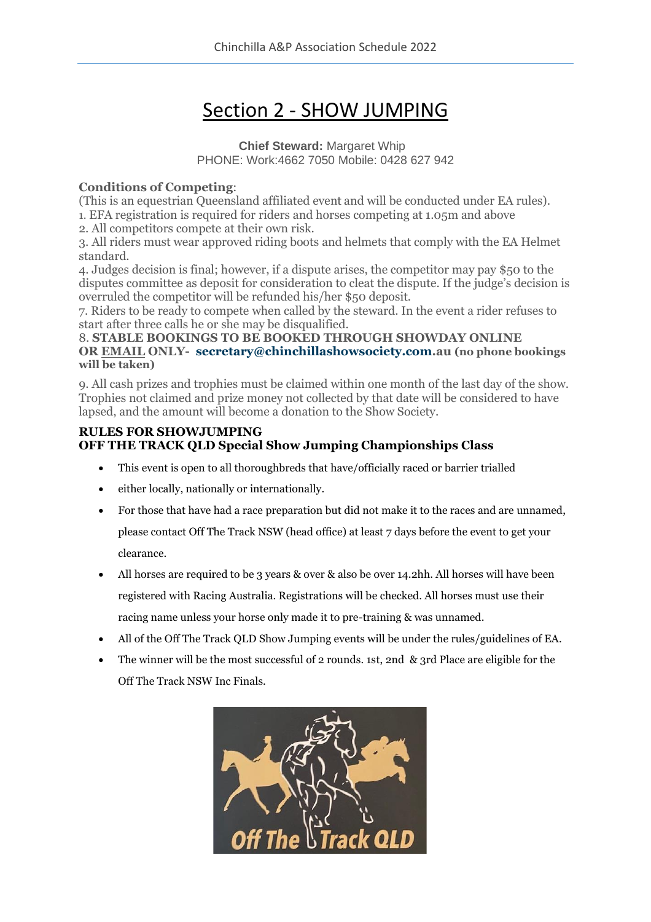# Section 2 - SHOW JUMPING

**Chief Steward:** Margaret Whip
PHONE: Work:4662 7050 Mobile: 0428 627 942

**Conditions of Competing**:
(This is an equestrian Queensland affiliated event and will be conducted under EA rules).
1. EFA registration is required for riders and horses competing at 1.05m and above
2. All competitors compete at their own risk.
3. All riders must wear approved riding boots and helmets that comply with the EA Helmet standard.
4. Judges decision is final; however, if a dispute arises, the competitor may pay $50 to the disputes committee as deposit for consideration to cleat the dispute. If the judge's decision is overruled the competitor will be refunded his/her $50 deposit.
7. Riders to be ready to compete when called by the steward. In the event a rider refuses to start after three calls he or she may be disqualified.
8. **STABLE BOOKINGS TO BE BOOKED THROUGH SHOWDAY ONLINE OR EMAIL ONLY- secretary@chinchillashowsociety.com.au (no phone bookings will be taken)**
9. All cash prizes and trophies must be claimed within one month of the last day of the show. Trophies not claimed and prize money not collected by that date will be considered to have lapsed, and the amount will become a donation to the Show Society.

**RULES FOR SHOWJUMPING**
**OFF THE TRACK QLD Special Show Jumping Championships Class**

- This event is open to all thoroughbreds that have/officially raced or barrier trialled
- either locally, nationally or internationally.
- For those that have had a race preparation but did not make it to the races and are unnamed, please contact Off The Track NSW (head office) at least 7 days before the event to get your clearance.
- All horses are required to be 3 years & over & also be over 14.2hh. All horses will have been registered with Racing Australia. Registrations will be checked. All horses must use their racing name unless your horse only made it to pre-training & was unnamed.
- All of the Off The Track QLD Show Jumping events will be under the rules/guidelines of EA.
- The winner will be the most successful of 2 rounds. 1st, 2nd & 3rd Place are eligible for the Off The Track NSW Inc Finals.

Off The Track QLD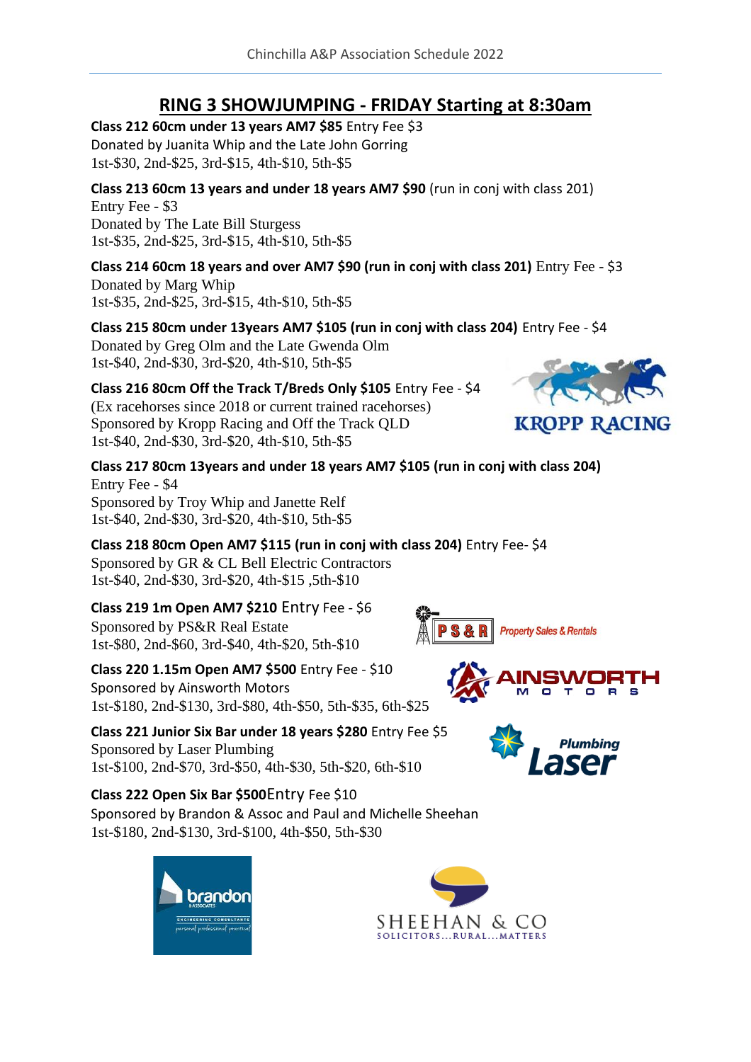## RING 3 SHOWJUMPING - FRIDAY Starting at 8:30am

**Class 212 60cm under 13 years AM7 $85** Entry Fee $3
Donated by Juanita Whip and the Late John Gorring
1st-$30, 2nd-$25, 3rd-$15, 4th-$10, 5th-$5

**Class 213 60cm 13 years and under 18 years AM7 $90** (run in conj with class 201)
Entry Fee - $3
Donated by The Late Bill Sturgess
1st-$35, 2nd-$25, 3rd-$15, 4th-$10, 5th-$5

**Class 214 60cm 18 years and over AM7 $90 (run in conj with class 201)** Entry Fee - $3
Donated by Marg Whip
1st-$35, 2nd-$25, 3rd-$15, 4th-$10, 5th-$5

**Class 215 80cm under 13years AM7 $105 (run in conj with class 204)** Entry Fee - $4
Donated by Greg Olm and the Late Gwenda Olm
1st-$40, 2nd-$30, 3rd-$20, 4th-$10, 5th-$5

**Class 216 80cm Off the Track T/Breds Only $105** Entry Fee - $4
(Ex racehorses since 2018 or current trained racehorses)
Sponsored by Kropp Racing and Off the Track QLD
1st-$40, 2nd-$30, 3rd-$20, 4th-$10, 5th-$5

KROPP RACING

**Class 217 80cm 13years and under 18 years AM7 $105 (run in conj with class 204)**
Entry Fee - $4
Sponsored by Troy Whip and Janette Relf
1st-$40, 2nd-$30, 3rd-$20, 4th-$10, 5th-$5

**Class 218 80cm Open AM7 $115 (run in conj with class 204)** Entry Fee- $4
Sponsored by GR & CL Bell Electric Contractors
1st-$40, 2nd-$30, 3rd-$20, 4th-$15 ,5th-$10

**Class 219 1m Open AM7 $210** Entry Fee - $6
Sponsored by PS&R Real Estate
1st-$80, 2nd-$60, 3rd-$40, 4th-$20, 5th-$10

PS & R Property Sales & Rentals

**Class 220 1.15m Open AM7 $500** Entry Fee - $10
Sponsored by Ainsworth Motors
1st-$180, 2nd-$130, 3rd-$80, 4th-$50, 5th-$35, 6th-$25

AINSWORTH MOTORS

**Class 221 Junior Six Bar under 18 years $280** Entry Fee $5
Sponsored by Laser Plumbing
1st-$100, 2nd-$70, 3rd-$50, 4th-$30, 5th-$20, 6th-$10

Laser Plumbing

**Class 222 Open Six Bar $500** Entry Fee $10
Sponsored by Brandon & Assoc and Paul and Michelle Sheehan
1st-$180, 2nd-$130, 3rd-$100, 4th-$50, 5th-$30

brandon & ASSOCIATES ENGINEERING CONSULTANTS personal professional practical

SHEEHAN & CO SOLICITORS...RURAL...MATTERS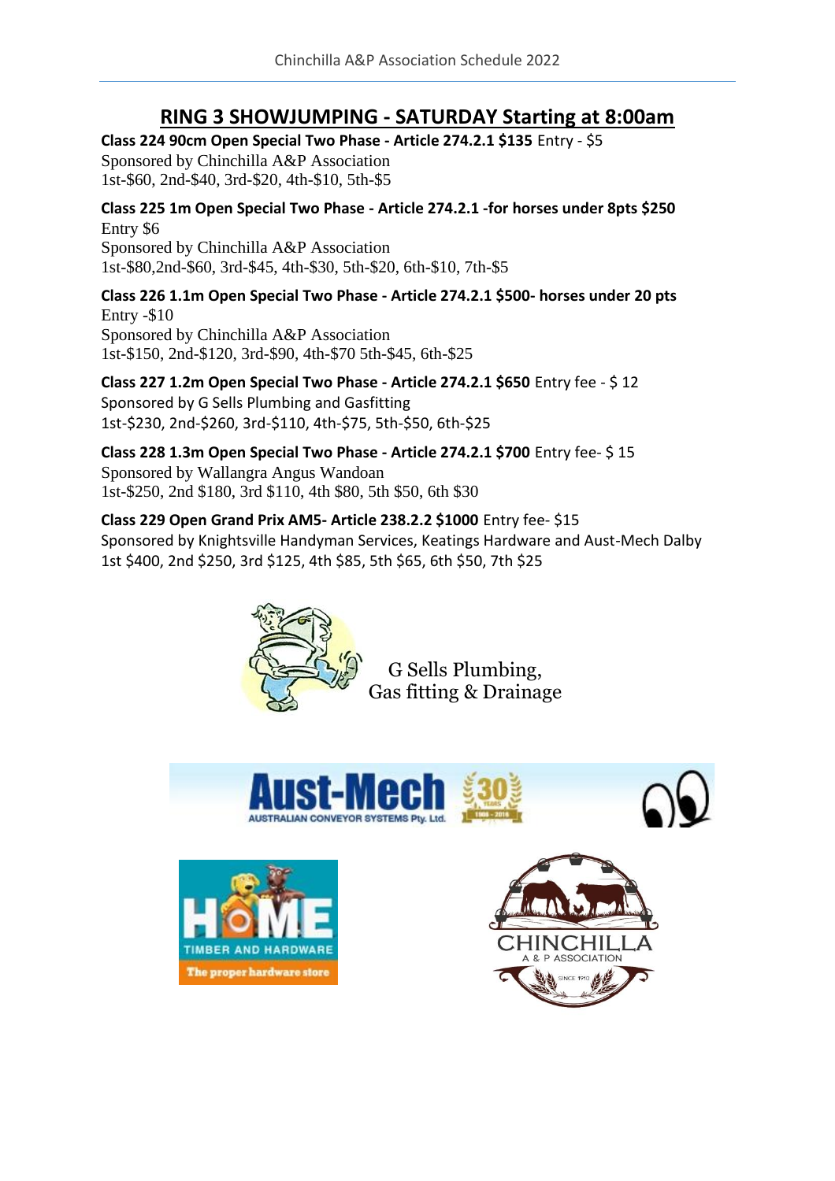## RING 3 SHOWJUMPING - SATURDAY Starting at 8:00am

**Class 224 90cm Open Special Two Phase - Article 274.2.1 $135** Entry - $5
Sponsored by Chinchilla A&P Association
1st-$60, 2nd-$40, 3rd-$20, 4th-$10, 5th-$5

**Class 225 1m Open Special Two Phase - Article 274.2.1 -for horses under 8pts $250**
Entry $6
Sponsored by Chinchilla A&P Association
1st-$80,2nd-$60, 3rd-$45, 4th-$30, 5th-$20, 6th-$10, 7th-$5

**Class 226 1.1m Open Special Two Phase - Article 274.2.1 $500- horses under 20 pts**
Entry -$10
Sponsored by Chinchilla A&P Association
1st-$150, 2nd-$120, 3rd-$90, 4th-$70 5th-$45, 6th-$25

**Class 227 1.2m Open Special Two Phase - Article 274.2.1 $650** Entry fee - $ 12
Sponsored by G Sells Plumbing and Gasfitting
1st-$230, 2nd-$260, 3rd-$110, 4th-$75, 5th-$50, 6th-$25

**Class 228 1.3m Open Special Two Phase - Article 274.2.1 $700** Entry fee- $ 15
Sponsored by Wallangra Angus Wandoan
1st-$250, 2nd $180, 3rd $110, 4th $80, 5th $50, 6th $30

**Class 229 Open Grand Prix AM5- Article 238.2.2 $1000** Entry fee- $15
Sponsored by Knightsville Handyman Services, Keatings Hardware and Aust-Mech Dalby
1st $400, 2nd $250, 3rd $125, 4th $85, 5th $65, 6th $50, 7th $25

G Sells Plumbing,
Gas fitting & Drainage